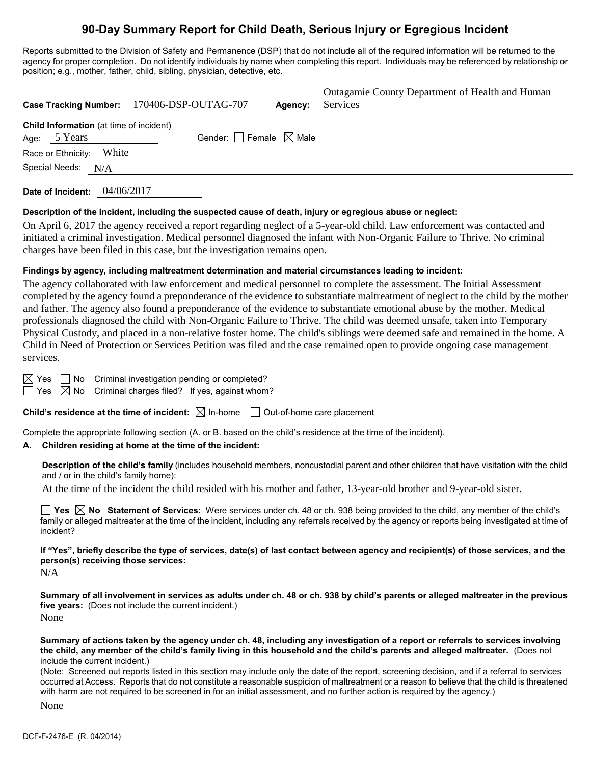# 90-Day Summary Report for Child Death, Serious Injury or Egregious Incident

Reports submitted to the Division of Safety and Permanence (DSP) that do not include all of the required information will be returned to the agency for proper completion. Do not identify individuals by name when completing this report. Individuals may be referenced by relationship or position; e.g., mother, father, child, sibling, physician, detective, etc.

**Case Tracking Number:** 170406-DSP-OUTAG-707 **Agency:** Outagamie County Department of Health and Human Services

**Child Information** (at time of incident)

Age: 5 Years Gender: ☐ Female ☒ Male

Race or Ethnicity: White

Special Needs: N/A

**Date of Incident:** 04/06/2017

**Description of the incident, including the suspected cause of death, injury or egregious abuse or neglect:**

On April 6, 2017 the agency received a report regarding neglect of a 5-year-old child. Law enforcement was contacted and initiated a criminal investigation. Medical personnel diagnosed the infant with Non-Organic Failure to Thrive. No criminal charges have been filed in this case, but the investigation remains open.

**Findings by agency, including maltreatment determination and material circumstances leading to incident:**

The agency collaborated with law enforcement and medical personnel to complete the assessment. The Initial Assessment completed by the agency found a preponderance of the evidence to substantiate maltreatment of neglect to the child by the mother and father. The agency also found a preponderance of the evidence to substantiate emotional abuse by the mother. Medical professionals diagnosed the child with Non-Organic Failure to Thrive. The child was deemed unsafe, taken into Temporary Physical Custody, and placed in a non-relative foster home. The child's siblings were deemed safe and remained in the home. A Child in Need of Protection or Services Petition was filed and the case remained open to provide ongoing case management services.

☒ Yes ☐ No Criminal investigation pending or completed?

☐ Yes ☒ No Criminal charges filed? If yes, against whom?

**Child's residence at the time of incident:** ☒ In-home ☐ Out-of-home care placement

Complete the appropriate following section (A. or B. based on the child's residence at the time of the incident).

**A. Children residing at home at the time of the incident:**

**Description of the child's family** (includes household members, noncustodial parent and other children that have visitation with the child and / or in the child's family home):

At the time of the incident the child resided with his mother and father, 13-year-old brother and 9-year-old sister.

☐ **Yes** ☒ **No** **Statement of Services:** Were services under ch. 48 or ch. 938 being provided to the child, any member of the child's family or alleged maltreater at the time of the incident, including any referrals received by the agency or reports being investigated at time of incident?

**If "Yes", briefly describe the type of services, date(s) of last contact between agency and recipient(s) of those services, and the person(s) receiving those services:**

N/A

**Summary of all involvement in services as adults under ch. 48 or ch. 938 by child's parents or alleged maltreater in the previous five years:** (Does not include the current incident.)

None

**Summary of actions taken by the agency under ch. 48, including any investigation of a report or referrals to services involving the child, any member of the child's family living in this household and the child's parents and alleged maltreater.** (Does not include the current incident.)

(Note: Screened out reports listed in this section may include only the date of the report, screening decision, and if a referral to services occurred at Access. Reports that do not constitute a reasonable suspicion of maltreatment or a reason to believe that the child is threatened with harm are not required to be screened in for an initial assessment, and no further action is required by the agency.)

None

DCF-F-2476-E (R. 04/2014)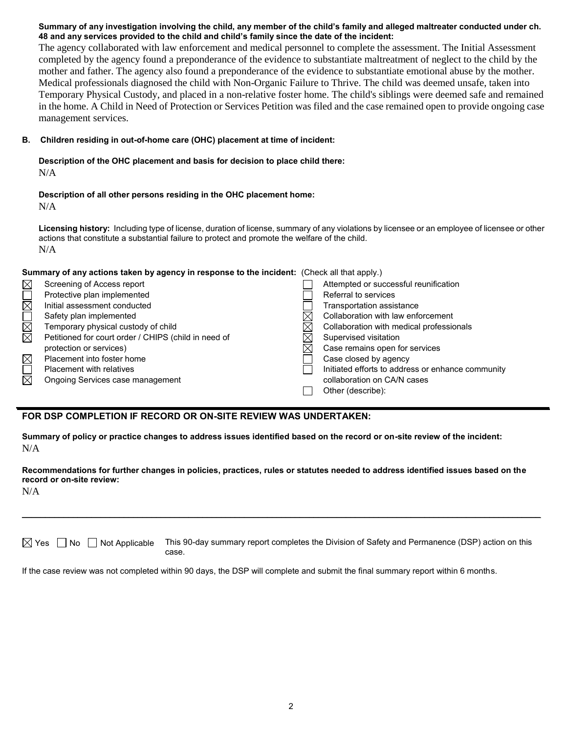**Summary of any investigation involving the child, any member of the child's family and alleged maltreater conducted under ch. 48 and any services provided to the child and child's family since the date of the incident:**

The agency collaborated with law enforcement and medical personnel to complete the assessment. The Initial Assessment completed by the agency found a preponderance of the evidence to substantiate maltreatment of neglect to the child by the mother and father. The agency also found a preponderance of the evidence to substantiate emotional abuse by the mother. Medical professionals diagnosed the child with Non-Organic Failure to Thrive. The child was deemed unsafe, taken into Temporary Physical Custody, and placed in a non-relative foster home. The child's siblings were deemed safe and remained in the home. A Child in Need of Protection or Services Petition was filed and the case remained open to provide ongoing case management services.

**B. Children residing in out-of-home care (OHC) placement at time of incident:**

**Description of the OHC placement and basis for decision to place child there:**

N/A

**Description of all other persons residing in the OHC placement home:**

N/A

**Licensing history:** Including type of license, duration of license, summary of any violations by licensee or an employee of licensee or other actions that constitute a substantial failure to protect and promote the welfare of the child.

N/A

**Summary of any actions taken by agency in response to the incident:** (Check all that apply.)

- ☒ Screening of Access report
- ☐ Protective plan implemented
- ☒ Initial assessment conducted
- ☐ Safety plan implemented
- ☒ Temporary physical custody of child
- ☒ Petitioned for court order / CHIPS (child in need of protection or services)
- ☒ Placement into foster home
- ☐ Placement with relatives
- ☒ Ongoing Services case management
- ☐ Attempted or successful reunification
- ☐ Referral to services
- ☐ Transportation assistance
- ☒ Collaboration with law enforcement
- ☒ Collaboration with medical professionals
- ☒ Supervised visitation
- ☒ Case remains open for services
- ☐ Case closed by agency
- ☐ Initiated efforts to address or enhance community collaboration on CA/N cases
- ☐ Other (describe):

## FOR DSP COMPLETION IF RECORD OR ON-SITE REVIEW WAS UNDERTAKEN:

**Summary of policy or practice changes to address issues identified based on the record or on-site review of the incident:**

N/A

**Recommendations for further changes in policies, practices, rules or statutes needed to address identified issues based on the record or on-site review:**

N/A

---

☒ Yes ☐ No ☐ Not Applicable This 90-day summary report completes the Division of Safety and Permanence (DSP) action on this case.

If the case review was not completed within 90 days, the DSP will complete and submit the final summary report within 6 months.